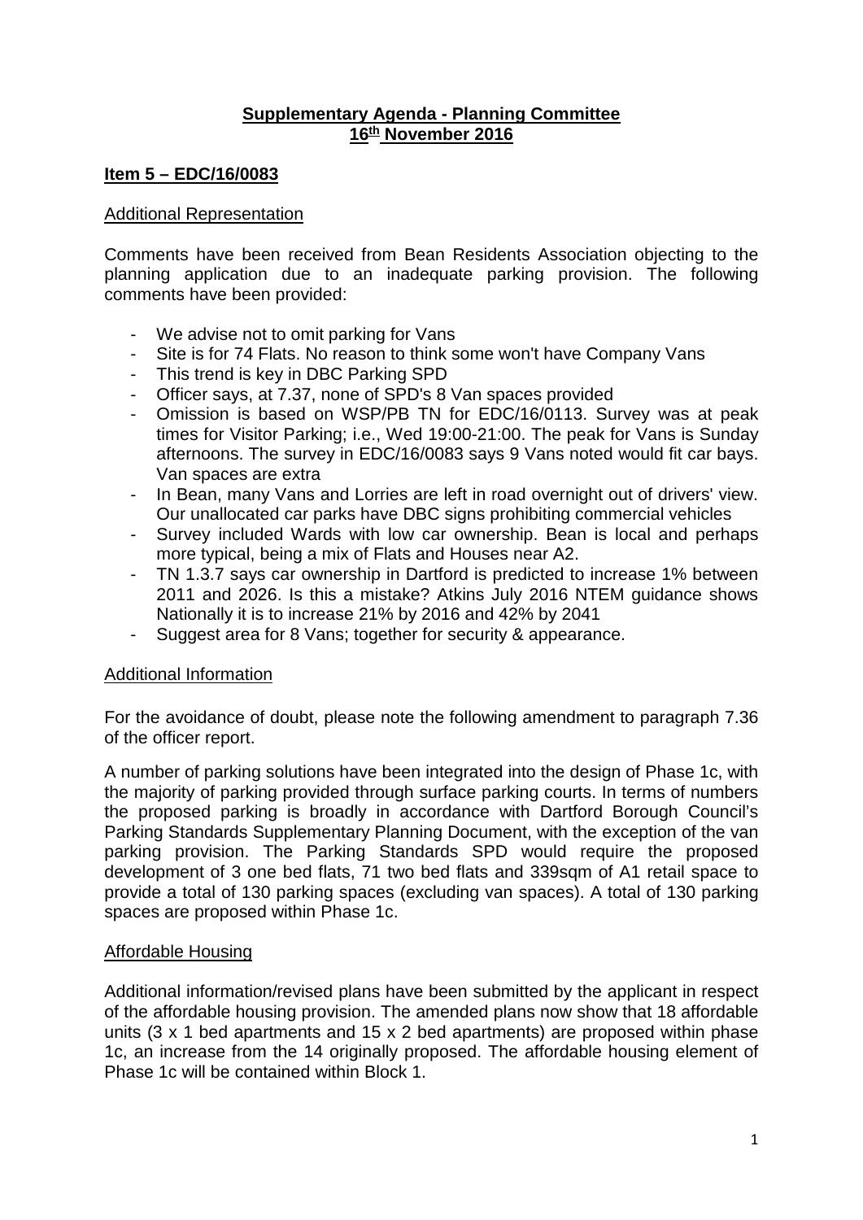# Supplementary Agenda - Planning Committee
## 16th November 2016

### Item 5 – EDC/16/0083

Additional Representation

Comments have been received from Bean Residents Association objecting to the planning application due to an inadequate parking provision. The following comments have been provided:

- We advise not to omit parking for Vans
- Site is for 74 Flats. No reason to think some won't have Company Vans
- This trend is key in DBC Parking SPD
- Officer says, at 7.37, none of SPD's 8 Van spaces provided
- Omission is based on WSP/PB TN for EDC/16/0113. Survey was at peak times for Visitor Parking; i.e., Wed 19:00-21:00. The peak for Vans is Sunday afternoons. The survey in EDC/16/0083 says 9 Vans noted would fit car bays. Van spaces are extra
- In Bean, many Vans and Lorries are left in road overnight out of drivers' view. Our unallocated car parks have DBC signs prohibiting commercial vehicles
- Survey included Wards with low car ownership. Bean is local and perhaps more typical, being a mix of Flats and Houses near A2.
- TN 1.3.7 says car ownership in Dartford is predicted to increase 1% between 2011 and 2026. Is this a mistake? Atkins July 2016 NTEM guidance shows Nationally it is to increase 21% by 2016 and 42% by 2041
- Suggest area for 8 Vans; together for security & appearance.

Additional Information

For the avoidance of doubt, please note the following amendment to paragraph 7.36 of the officer report.

A number of parking solutions have been integrated into the design of Phase 1c, with the majority of parking provided through surface parking courts. In terms of numbers the proposed parking is broadly in accordance with Dartford Borough Council's Parking Standards Supplementary Planning Document, with the exception of the van parking provision. The Parking Standards SPD would require the proposed development of 3 one bed flats, 71 two bed flats and 339sqm of A1 retail space to provide a total of 130 parking spaces (excluding van spaces). A total of 130 parking spaces are proposed within Phase 1c.

Affordable Housing

Additional information/revised plans have been submitted by the applicant in respect of the affordable housing provision. The amended plans now show that 18 affordable units (3 x 1 bed apartments and 15 x 2 bed apartments) are proposed within phase 1c, an increase from the 14 originally proposed. The affordable housing element of Phase 1c will be contained within Block 1.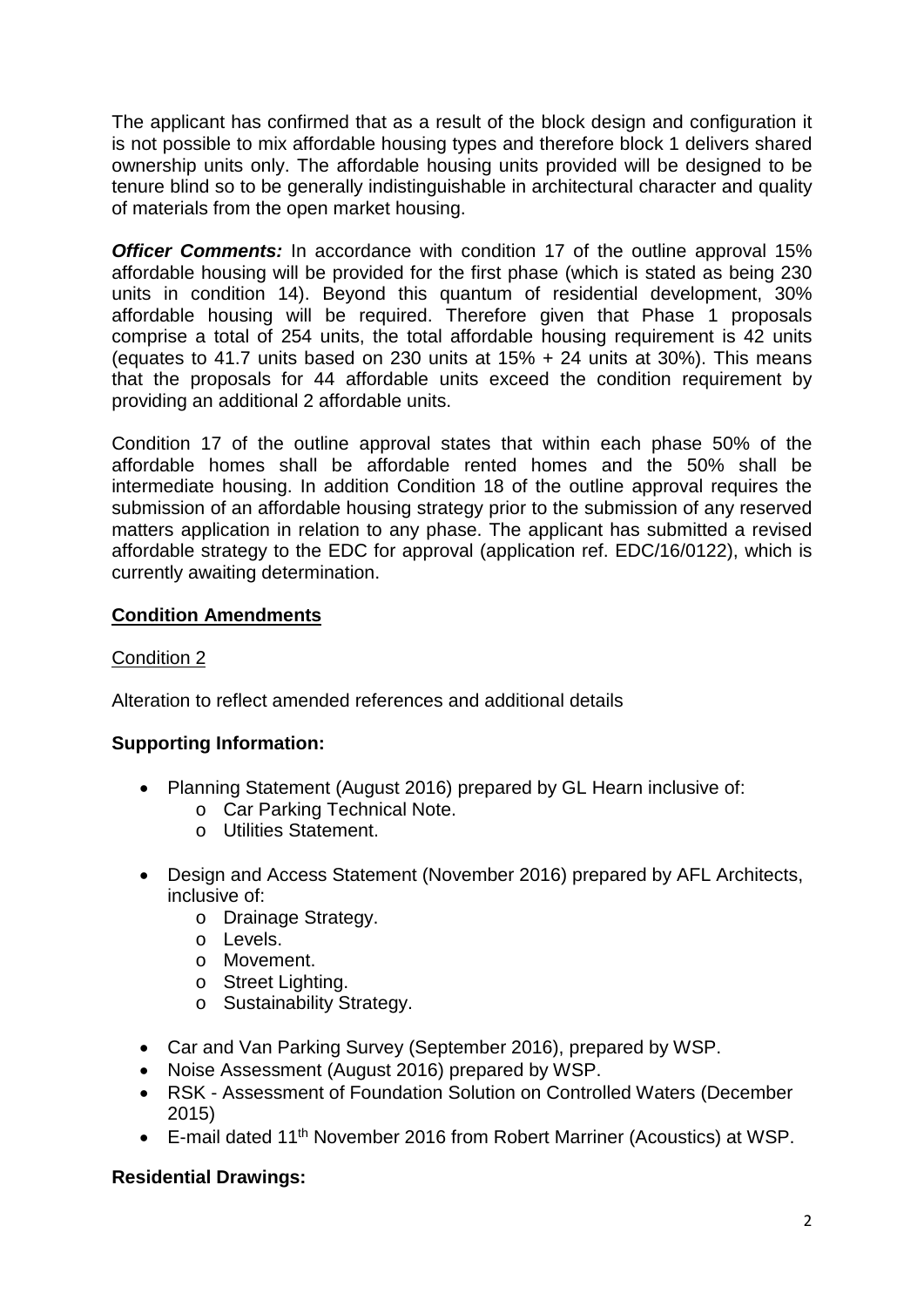The applicant has confirmed that as a result of the block design and configuration it is not possible to mix affordable housing types and therefore block 1 delivers shared ownership units only. The affordable housing units provided will be designed to be tenure blind so to be generally indistinguishable in architectural character and quality of materials from the open market housing.

***Officer Comments:*** In accordance with condition 17 of the outline approval 15% affordable housing will be provided for the first phase (which is stated as being 230 units in condition 14). Beyond this quantum of residential development, 30% affordable housing will be required. Therefore given that Phase 1 proposals comprise a total of 254 units, the total affordable housing requirement is 42 units (equates to 41.7 units based on 230 units at 15% + 24 units at 30%). This means that the proposals for 44 affordable units exceed the condition requirement by providing an additional 2 affordable units.

Condition 17 of the outline approval states that within each phase 50% of the affordable homes shall be affordable rented homes and the 50% shall be intermediate housing. In addition Condition 18 of the outline approval requires the submission of an affordable housing strategy prior to the submission of any reserved matters application in relation to any phase. The applicant has submitted a revised affordable strategy to the EDC for approval (application ref. EDC/16/0122), which is currently awaiting determination.

## Condition Amendments

Condition 2

Alteration to reflect amended references and additional details

**Supporting Information:**

- Planning Statement (August 2016) prepared by GL Hearn inclusive of:
  - Car Parking Technical Note.
  - Utilities Statement.
- Design and Access Statement (November 2016) prepared by AFL Architects, inclusive of:
  - Drainage Strategy.
  - Levels.
  - Movement.
  - Street Lighting.
  - Sustainability Strategy.
- Car and Van Parking Survey (September 2016), prepared by WSP.
- Noise Assessment (August 2016) prepared by WSP.
- RSK - Assessment of Foundation Solution on Controlled Waters (December 2015)
- E-mail dated 11th November 2016 from Robert Marriner (Acoustics) at WSP.

**Residential Drawings:**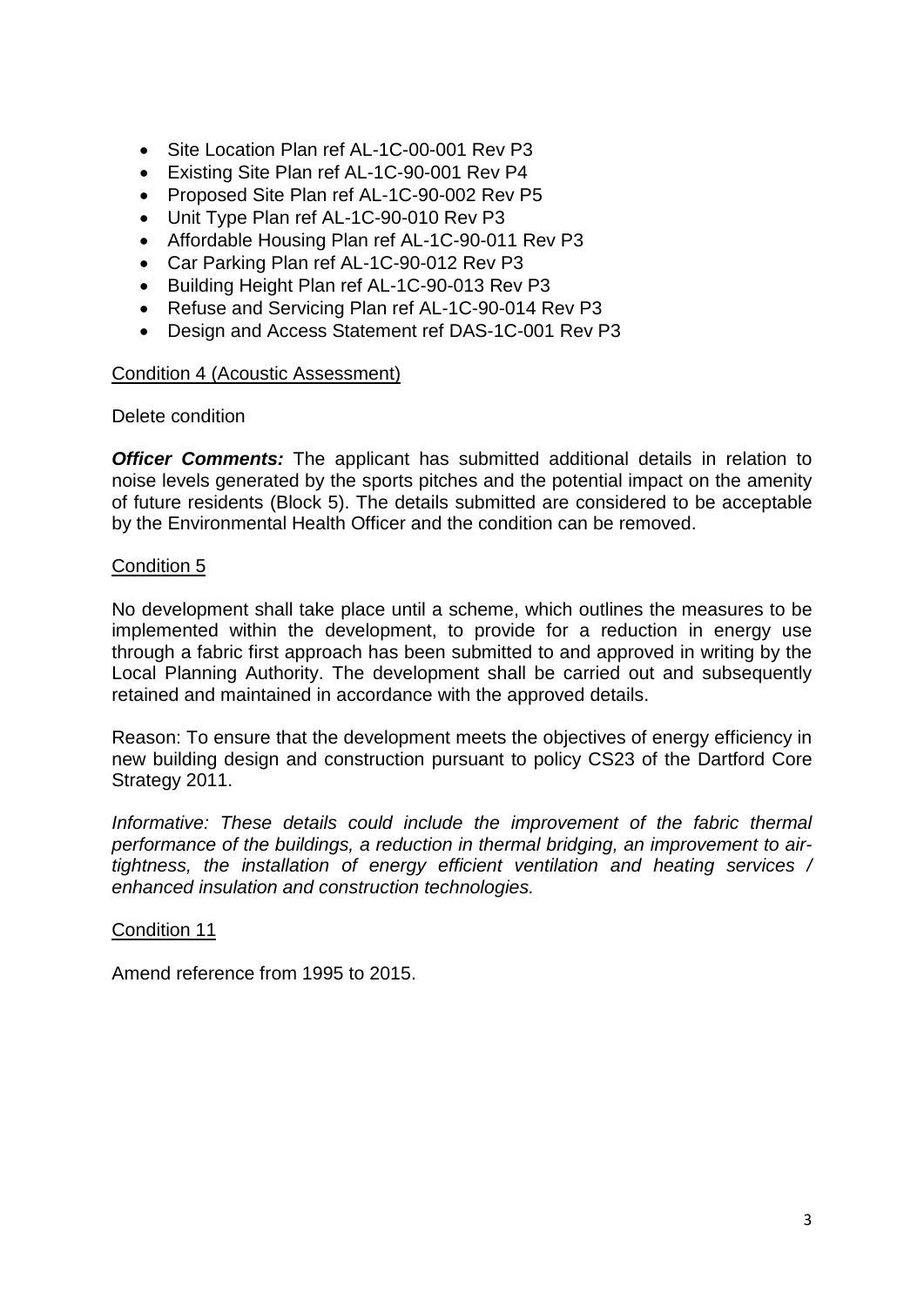- Site Location Plan ref AL-1C-00-001 Rev P3
- Existing Site Plan ref AL-1C-90-001 Rev P4
- Proposed Site Plan ref AL-1C-90-002 Rev P5
- Unit Type Plan ref AL-1C-90-010 Rev P3
- Affordable Housing Plan ref AL-1C-90-011 Rev P3
- Car Parking Plan ref AL-1C-90-012 Rev P3
- Building Height Plan ref AL-1C-90-013 Rev P3
- Refuse and Servicing Plan ref AL-1C-90-014 Rev P3
- Design and Access Statement ref DAS-1C-001 Rev P3

<u>Condition 4 (Acoustic Assessment)</u>

Delete condition

***Officer Comments:*** The applicant has submitted additional details in relation to noise levels generated by the sports pitches and the potential impact on the amenity of future residents (Block 5). The details submitted are considered to be acceptable by the Environmental Health Officer and the condition can be removed.

<u>Condition 5</u>

No development shall take place until a scheme, which outlines the measures to be implemented within the development, to provide for a reduction in energy use through a fabric first approach has been submitted to and approved in writing by the Local Planning Authority. The development shall be carried out and subsequently retained and maintained in accordance with the approved details.

Reason: To ensure that the development meets the objectives of energy efficiency in new building design and construction pursuant to policy CS23 of the Dartford Core Strategy 2011.

*Informative: These details could include the improvement of the fabric thermal performance of the buildings, a reduction in thermal bridging, an improvement to air-tightness, the installation of energy efficient ventilation and heating services / enhanced insulation and construction technologies.*

<u>Condition 11</u>

Amend reference from 1995 to 2015.